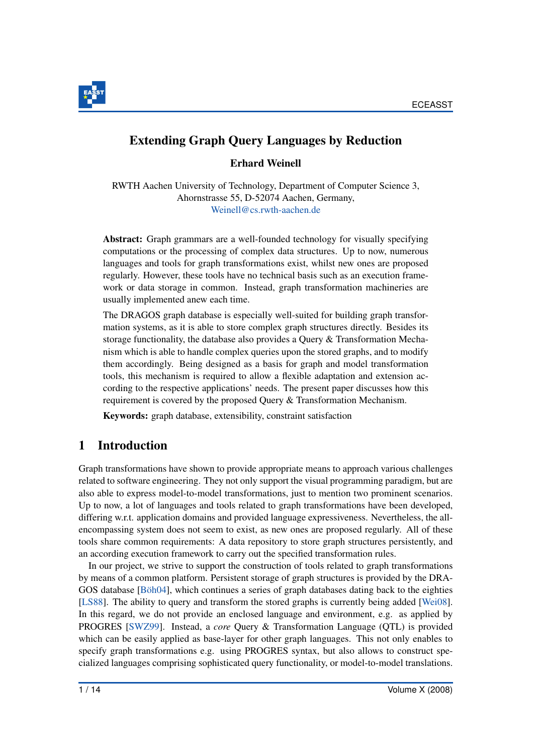# Extending Graph Query Languages by Reduction

**Erhard Weinell**

RWTH Aachen University of Technology, Department of Computer Science 3,
Ahornstrasse 55, D-52074 Aachen, Germany,
Weinell@cs.rwth-aachen.de

**Abstract:** Graph grammars are a well-founded technology for visually specifying computations or the processing of complex data structures. Up to now, numerous languages and tools for graph transformations exist, whilst new ones are proposed regularly. However, these tools have no technical basis such as an execution framework or data storage in common. Instead, graph transformation machineries are usually implemented anew each time.

The DRAGOS graph database is especially well-suited for building graph transformation systems, as it is able to store complex graph structures directly. Besides its storage functionality, the database also provides a Query & Transformation Mechanism which is able to handle complex queries upon the stored graphs, and to modify them accordingly. Being designed as a basis for graph and model transformation tools, this mechanism is required to allow a flexible adaptation and extension according to the respective applications' needs. The present paper discusses how this requirement is covered by the proposed Query & Transformation Mechanism.

**Keywords:** graph database, extensibility, constraint satisfaction

## 1 Introduction

Graph transformations have shown to provide appropriate means to approach various challenges related to software engineering. They not only support the visual programming paradigm, but are also able to express model-to-model transformations, just to mention two prominent scenarios. Up to now, a lot of languages and tools related to graph transformations have been developed, differing w.r.t. application domains and provided language expressiveness. Nevertheless, the all-encompassing system does not seem to exist, as new ones are proposed regularly. All of these tools share common requirements: A data repository to store graph structures persistently, and an according execution framework to carry out the specified transformation rules.

In our project, we strive to support the construction of tools related to graph transformations by means of a common platform. Persistent storage of graph structures is provided by the DRAGOS database [Böh04], which continues a series of graph databases dating back to the eighties [LS88]. The ability to query and transform the stored graphs is currently being added [Wei08]. In this regard, we do not provide an enclosed language and environment, e.g. as applied by PROGRES [SWZ99]. Instead, a *core* Query & Transformation Language (QTL) is provided which can be easily applied as base-layer for other graph languages. This not only enables to specify graph transformations e.g. using PROGRES syntax, but also allows to construct specialized languages comprising sophisticated query functionality, or model-to-model translations.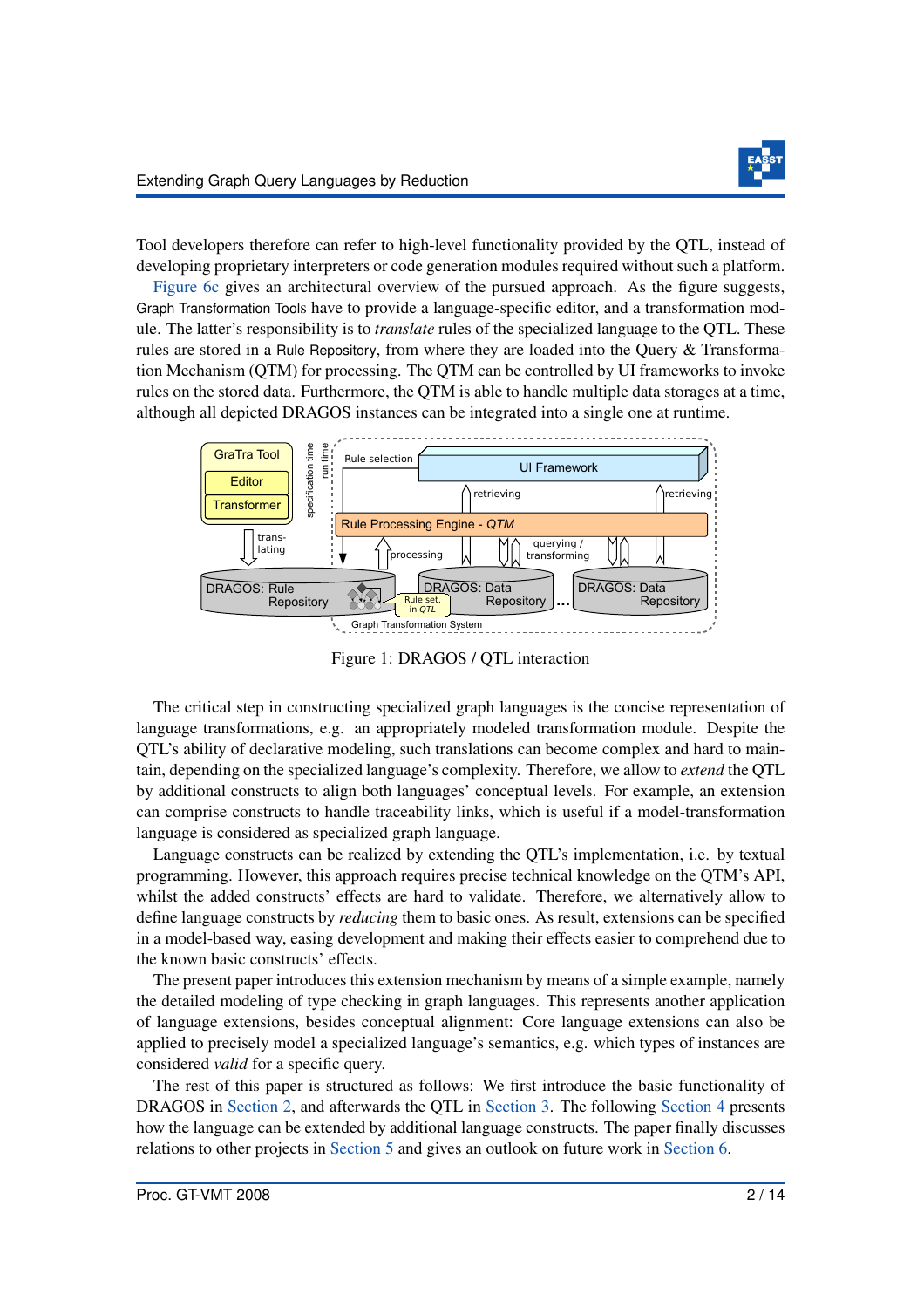Tool developers therefore can refer to high-level functionality provided by the QTL, instead of developing proprietary interpreters or code generation modules required without such a platform.

Figure 6c gives an architectural overview of the pursued approach. As the figure suggests, Graph Transformation Tools have to provide a language-specific editor, and a transformation module. The latter's responsibility is to *translate* rules of the specialized language to the QTL. These rules are stored in a Rule Repository, from where they are loaded into the Query & Transformation Mechanism (QTM) for processing. The QTM can be controlled by UI frameworks to invoke rules on the stored data. Furthermore, the QTM is able to handle multiple data storages at a time, although all depicted DRAGOS instances can be integrated into a single one at runtime.

Figure 1: DRAGOS / QTL interaction

The critical step in constructing specialized graph languages is the concise representation of language transformations, e.g. an appropriately modeled transformation module. Despite the QTL's ability of declarative modeling, such translations can become complex and hard to maintain, depending on the specialized language's complexity. Therefore, we allow to *extend* the QTL by additional constructs to align both languages' conceptual levels. For example, an extension can comprise constructs to handle traceability links, which is useful if a model-transformation language is considered as specialized graph language.

Language constructs can be realized by extending the QTL's implementation, i.e. by textual programming. However, this approach requires precise technical knowledge on the QTM's API, whilst the added constructs' effects are hard to validate. Therefore, we alternatively allow to define language constructs by *reducing* them to basic ones. As result, extensions can be specified in a model-based way, easing development and making their effects easier to comprehend due to the known basic constructs' effects.

The present paper introduces this extension mechanism by means of a simple example, namely the detailed modeling of type checking in graph languages. This represents another application of language extensions, besides conceptual alignment: Core language extensions can also be applied to precisely model a specialized language's semantics, e.g. which types of instances are considered *valid* for a specific query.

The rest of this paper is structured as follows: We first introduce the basic functionality of DRAGOS in Section 2, and afterwards the QTL in Section 3. The following Section 4 presents how the language can be extended by additional language constructs. The paper finally discusses relations to other projects in Section 5 and gives an outlook on future work in Section 6.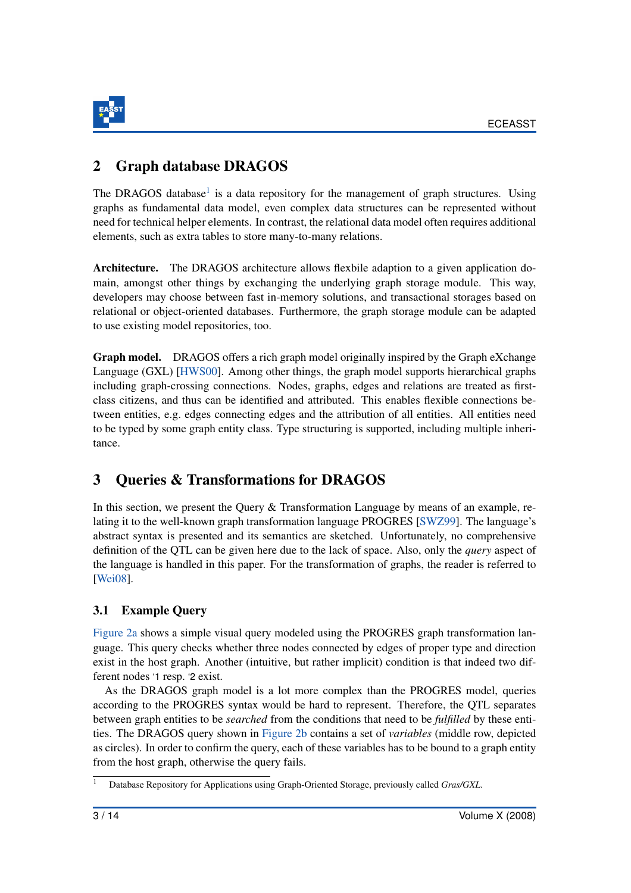## 2 Graph database DRAGOS

The DRAGOS database[1] is a data repository for the management of graph structures. Using graphs as fundamental data model, even complex data structures can be represented without need for technical helper elements. In contrast, the relational data model often requires additional elements, such as extra tables to store many-to-many relations.

**Architecture.** The DRAGOS architecture allows flexbile adaption to a given application domain, amongst other things by exchanging the underlying graph storage module. This way, developers may choose between fast in-memory solutions, and transactional storages based on relational or object-oriented databases. Furthermore, the graph storage module can be adapted to use existing model repositories, too.

**Graph model.** DRAGOS offers a rich graph model originally inspired by the Graph eXchange Language (GXL) [HWS00]. Among other things, the graph model supports hierarchical graphs including graph-crossing connections. Nodes, graphs, edges and relations are treated as first-class citizens, and thus can be identified and attributed. This enables flexible connections between entities, e.g. edges connecting edges and the attribution of all entities. All entities need to be typed by some graph entity class. Type structuring is supported, including multiple inheritance.

## 3 Queries & Transformations for DRAGOS

In this section, we present the Query & Transformation Language by means of an example, relating it to the well-known graph transformation language PROGRES [SWZ99]. The language's abstract syntax is presented and its semantics are sketched. Unfortunately, no comprehensive definition of the QTL can be given here due to the lack of space. Also, only the *query* aspect of the language is handled in this paper. For the transformation of graphs, the reader is referred to [Wei08].

### 3.1 Example Query

Figure 2a shows a simple visual query modeled using the PROGRES graph transformation language. This query checks whether three nodes connected by edges of proper type and direction exist in the host graph. Another (intuitive, but rather implicit) condition is that indeed two different nodes '1 resp. '2 exist.

As the DRAGOS graph model is a lot more complex than the PROGRES model, queries according to the PROGRES syntax would be hard to represent. Therefore, the QTL separates between graph entities to be *searched* from the conditions that need to be *fulfilled* by these entities. The DRAGOS query shown in Figure 2b contains a set of *variables* (middle row, depicted as circles). In order to confirm the query, each of these variables has to be bound to a graph entity from the host graph, otherwise the query fails.

[1] Database Repository for Applications using Graph-Oriented Storage, previously called *Gras/GXL*.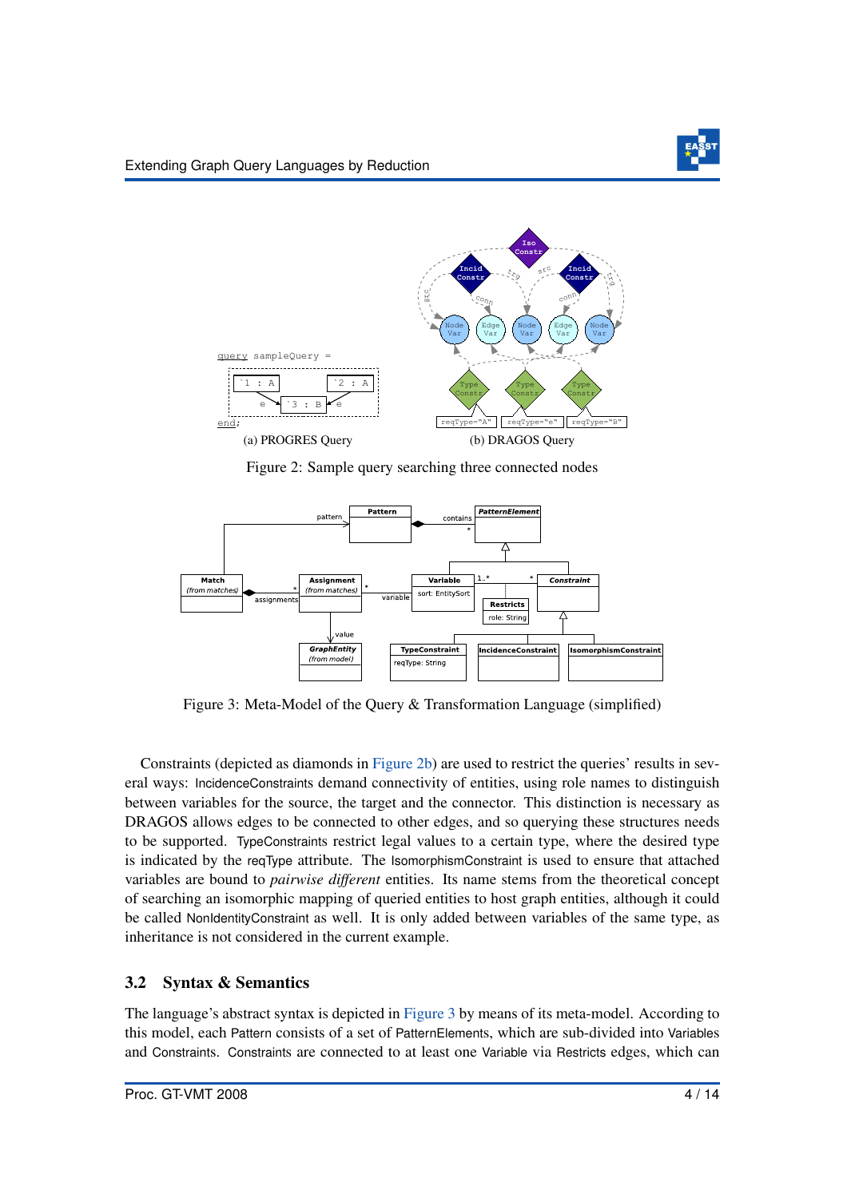(a) PROGRES Query

(b) DRAGOS Query

Figure 2: Sample query searching three connected nodes

Figure 3: Meta-Model of the Query & Transformation Language (simplified)

Constraints (depicted as diamonds in Figure 2b) are used to restrict the queries' results in several ways: IncidenceConstraints demand connectivity of entities, using role names to distinguish between variables for the source, the target and the connector. This distinction is necessary as DRAGOS allows edges to be connected to other edges, and so querying these structures needs to be supported. TypeConstraints restrict legal values to a certain type, where the desired type is indicated by the reqType attribute. The IsomorphismConstraint is used to ensure that attached variables are bound to *pairwise different* entities. Its name stems from the theoretical concept of searching an isomorphic mapping of queried entities to host graph entities, although it could be called NonIdentityConstraint as well. It is only added between variables of the same type, as inheritance is not considered in the current example.

## 3.2 Syntax & Semantics

The language's abstract syntax is depicted in Figure 3 by means of its meta-model. According to this model, each Pattern consists of a set of PatternElements, which are sub-divided into Variables and Constraints. Constraints are connected to at least one Variable via Restricts edges, which can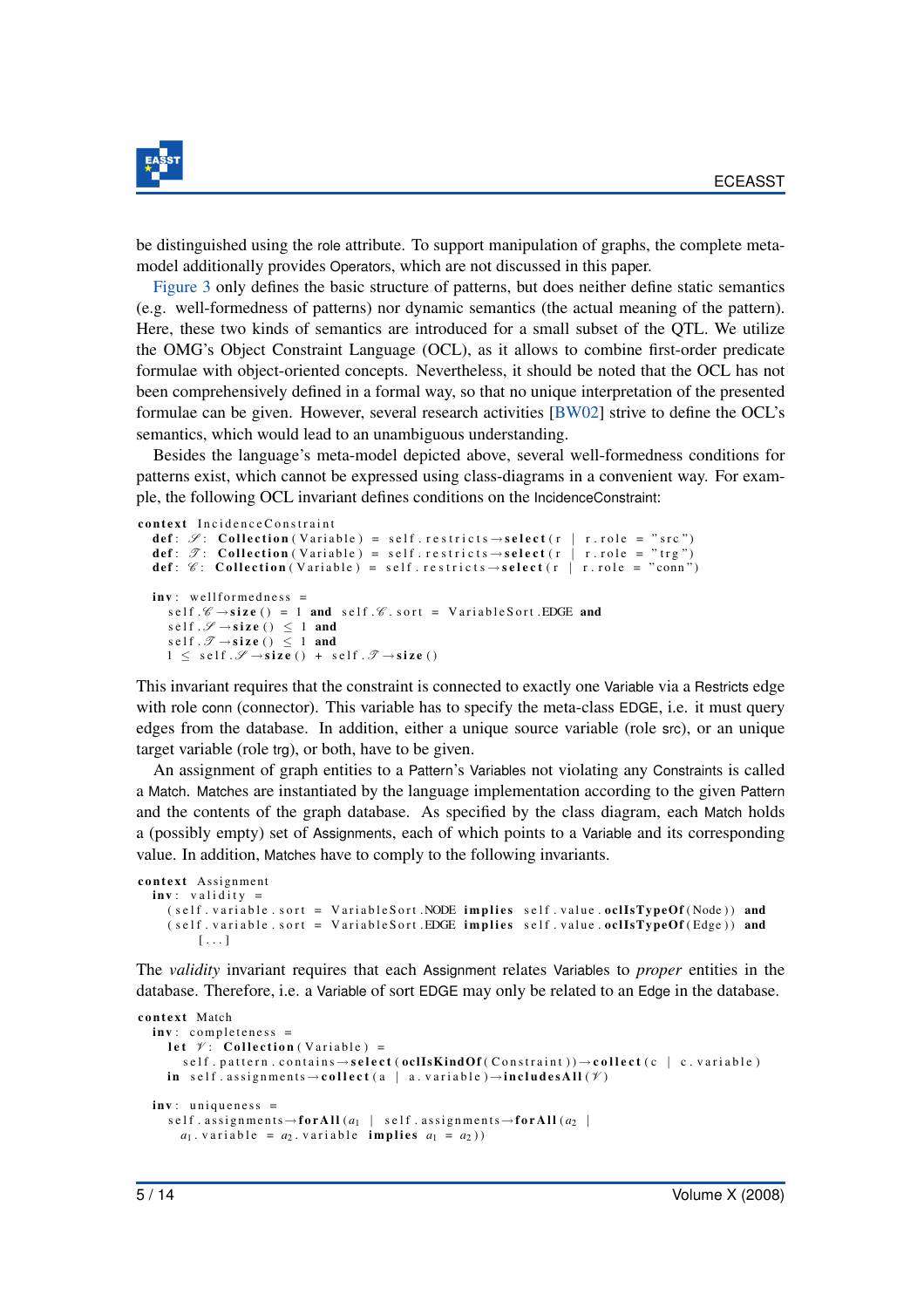be distinguished using the role attribute. To support manipulation of graphs, the complete meta-model additionally provides Operators, which are not discussed in this paper.

Figure 3 only defines the basic structure of patterns, but does neither define static semantics (e.g. well-formedness of patterns) nor dynamic semantics (the actual meaning of the pattern). Here, these two kinds of semantics are introduced for a small subset of the QTL. We utilize the OMG's Object Constraint Language (OCL), as it allows to combine first-order predicate formulae with object-oriented concepts. Nevertheless, it should be noted that the OCL has not been comprehensively defined in a formal way, so that no unique interpretation of the presented formulae can be given. However, several research activities [BW02] strive to define the OCL's semantics, which would lead to an unambiguous understanding.

Besides the language's meta-model depicted above, several well-formedness conditions for patterns exist, which cannot be expressed using class-diagrams in a convenient way. For example, the following OCL invariant defines conditions on the IncidenceConstraint:

```
context IncidenceConstraint
  def: 𝒮: Collection(Variable) = self.restricts→select(r | r.role = "src")
  def: 𝒯: Collection(Variable) = self.restricts→select(r | r.role = "trg")
  def: 𝒞: Collection(Variable) = self.restricts→select(r | r.role = "conn")

  inv: wellformedness =
    self.𝒞→size() = 1 and self.𝒞.sort = VariableSort.EDGE and
    self.𝒮→size() ≤ 1 and
    self.𝒯→size() ≤ 1 and
    1 ≤ self.𝒮→size() + self.𝒯→size()
```

This invariant requires that the constraint is connected to exactly one Variable via a Restricts edge with role conn (connector). This variable has to specify the meta-class EDGE, i.e. it must query edges from the database. In addition, either a unique source variable (role src), or an unique target variable (role trg), or both, have to be given.

An assignment of graph entities to a Pattern's Variables not violating any Constraints is called a Match. Matches are instantiated by the language implementation according to the given Pattern and the contents of the graph database. As specified by the class diagram, each Match holds a (possibly empty) set of Assignments, each of which points to a Variable and its corresponding value. In addition, Matches have to comply to the following invariants.

```
context Assignment
  inv: validity =
    (self.variable.sort = VariableSort.NODE implies self.value.oclIsTypeOf(Node)) and
    (self.variable.sort = VariableSort.EDGE implies self.value.oclIsTypeOf(Edge)) and
        [...]
```

The *validity* invariant requires that each Assignment relates Variables to *proper* entities in the database. Therefore, i.e. a Variable of sort EDGE may only be related to an Edge in the database.

```
context Match
  inv: completeness =
    let 𝒱: Collection(Variable) =
      self.pattern.contains→select(oclIsKindOf(Constraint))→collect(c | c.variable)
    in self.assignments→collect(a | a.variable)→includesAll(𝒱)

  inv: uniqueness =
    self.assignments→forAll(a1 | self.assignments→forAll(a2 |
      a1.variable = a2.variable implies a1 = a2))
```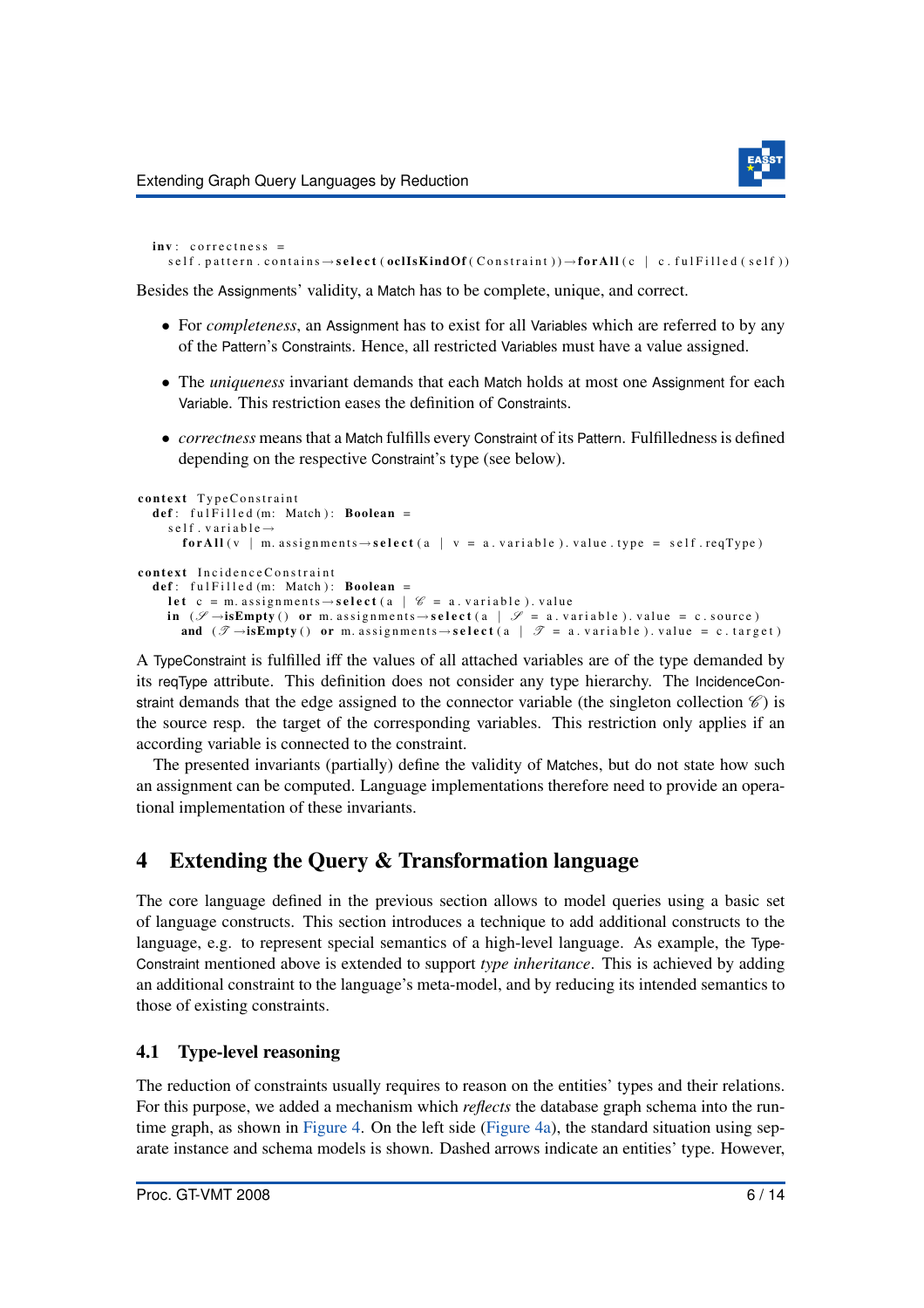```
inv: correctness =
  self.pattern.contains→select(oclIsKindOf(Constraint))→forAll(c | c.fulFilled(self))
```

Besides the Assignments' validity, a Match has to be complete, unique, and correct.

- For *completeness*, an Assignment has to exist for all Variables which are referred to by any of the Pattern's Constraints. Hence, all restricted Variables must have a value assigned.
- The *uniqueness* invariant demands that each Match holds at most one Assignment for each Variable. This restriction eases the definition of Constraints.
- *correctness* means that a Match fulfills every Constraint of its Pattern. Fulfilledness is defined depending on the respective Constraint's type (see below).

```
context TypeConstraint
  def: fulFilled(m: Match): Boolean =
    self.variable→
      forAll(v | m.assignments→select(a | v = a.variable).value.type = self.reqType)

context IncidenceConstraint
  def: fulFilled(m: Match): Boolean =
    let c = m.assignments→select(a | 𝒞 = a.variable).value
    in (𝒮→isEmpty() or m.assignments→select(a | 𝒮 = a.variable).value = c.source)
     and (𝒯→isEmpty() or m.assignments→select(a | 𝒯 = a.variable).value = c.target)
```

A TypeConstraint is fulfilled iff the values of all attached variables are of the type demanded by its reqType attribute. This definition does not consider any type hierarchy. The IncidenceConstraint demands that the edge assigned to the connector variable (the singleton collection $\mathscr{C}$) is the source resp. the target of the corresponding variables. This restriction only applies if an according variable is connected to the constraint.

The presented invariants (partially) define the validity of Matches, but do not state how such an assignment can be computed. Language implementations therefore need to provide an operational implementation of these invariants.

# 4 Extending the Query & Transformation language

The core language defined in the previous section allows to model queries using a basic set of language constructs. This section introduces a technique to add additional constructs to the language, e.g. to represent special semantics of a high-level language. As example, the TypeConstraint mentioned above is extended to support *type inheritance*. This is achieved by adding an additional constraint to the language's meta-model, and by reducing its intended semantics to those of existing constraints.

## 4.1 Type-level reasoning

The reduction of constraints usually requires to reason on the entities' types and their relations. For this purpose, we added a mechanism which *reflects* the database graph schema into the runtime graph, as shown in Figure 4. On the left side (Figure 4a), the standard situation using separate instance and schema models is shown. Dashed arrows indicate an entities' type. However,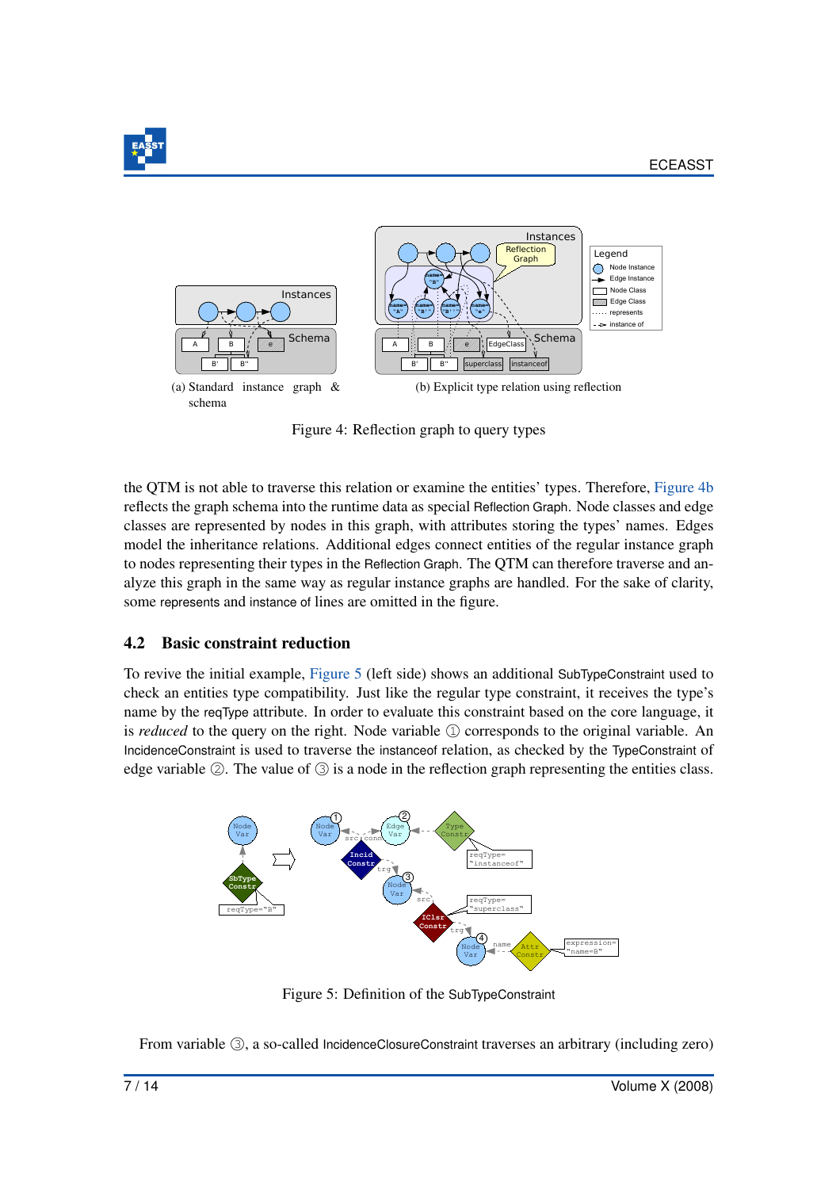(a) Standard instance graph & schema

(b) Explicit type relation using reflection

Figure 4: Reflection graph to query types

the QTM is not able to traverse this relation or examine the entities' types. Therefore, Figure 4b reflects the graph schema into the runtime data as special Reflection Graph. Node classes and edge classes are represented by nodes in this graph, with attributes storing the types' names. Edges model the inheritance relations. Additional edges connect entities of the regular instance graph to nodes representing their types in the Reflection Graph. The QTM can therefore traverse and analyze this graph in the same way as regular instance graphs are handled. For the sake of clarity, some represents and instance of lines are omitted in the figure.

## 4.2 Basic constraint reduction

To revive the initial example, Figure 5 (left side) shows an additional SubTypeConstraint used to check an entities type compatibility. Just like the regular type constraint, it receives the type's name by the reqType attribute. In order to evaluate this constraint based on the core language, it is *reduced* to the query on the right. Node variable ① corresponds to the original variable. An IncidenceConstraint is used to traverse the instanceof relation, as checked by the TypeConstraint of edge variable ②. The value of ③ is a node in the reflection graph representing the entities class.

Figure 5: Definition of the SubTypeConstraint

From variable ③, a so-called IncidenceClosureConstraint traverses an arbitrary (including zero)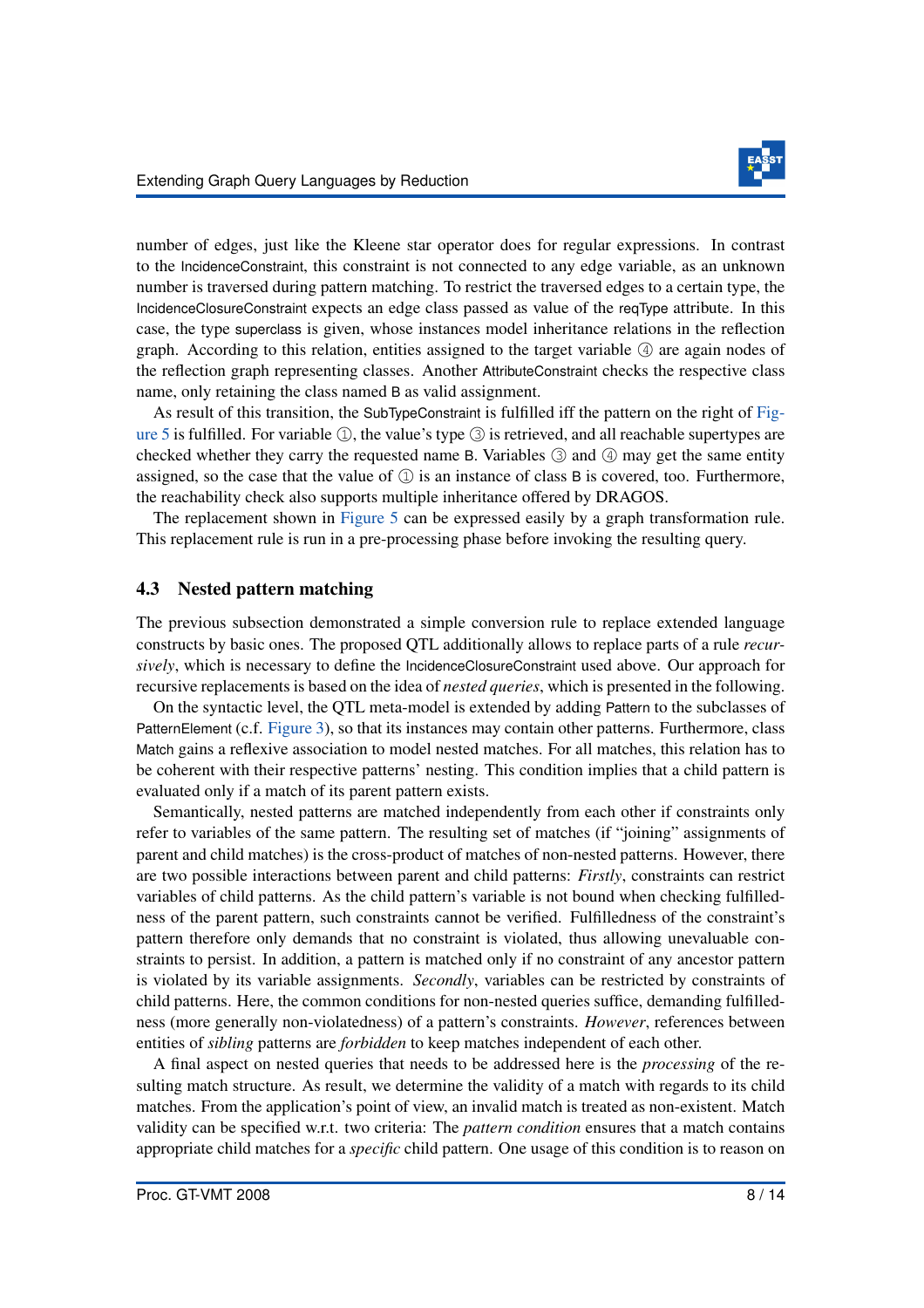number of edges, just like the Kleene star operator does for regular expressions. In contrast to the IncidenceConstraint, this constraint is not connected to any edge variable, as an unknown number is traversed during pattern matching. To restrict the traversed edges to a certain type, the IncidenceClosureConstraint expects an edge class passed as value of the reqType attribute. In this case, the type superclass is given, whose instances model inheritance relations in the reflection graph. According to this relation, entities assigned to the target variable ④ are again nodes of the reflection graph representing classes. Another AttributeConstraint checks the respective class name, only retaining the class named B as valid assignment.

As result of this transition, the SubTypeConstraint is fulfilled iff the pattern on the right of Figure 5 is fulfilled. For variable ①, the value's type ③ is retrieved, and all reachable supertypes are checked whether they carry the requested name B. Variables ③ and ④ may get the same entity assigned, so the case that the value of ① is an instance of class B is covered, too. Furthermore, the reachability check also supports multiple inheritance offered by DRAGOS.

The replacement shown in Figure 5 can be expressed easily by a graph transformation rule. This replacement rule is run in a pre-processing phase before invoking the resulting query.

### 4.3 Nested pattern matching

The previous subsection demonstrated a simple conversion rule to replace extended language constructs by basic ones. The proposed QTL additionally allows to replace parts of a rule *recursively*, which is necessary to define the IncidenceClosureConstraint used above. Our approach for recursive replacements is based on the idea of *nested queries*, which is presented in the following.

On the syntactic level, the QTL meta-model is extended by adding Pattern to the subclasses of PatternElement (c.f. Figure 3), so that its instances may contain other patterns. Furthermore, class Match gains a reflexive association to model nested matches. For all matches, this relation has to be coherent with their respective patterns' nesting. This condition implies that a child pattern is evaluated only if a match of its parent pattern exists.

Semantically, nested patterns are matched independently from each other if constraints only refer to variables of the same pattern. The resulting set of matches (if "joining" assignments of parent and child matches) is the cross-product of matches of non-nested patterns. However, there are two possible interactions between parent and child patterns: *Firstly*, constraints can restrict variables of child patterns. As the child pattern's variable is not bound when checking fulfilledness of the parent pattern, such constraints cannot be verified. Fulfilledness of the constraint's pattern therefore only demands that no constraint is violated, thus allowing unevaluable constraints to persist. In addition, a pattern is matched only if no constraint of any ancestor pattern is violated by its variable assignments. *Secondly*, variables can be restricted by constraints of child patterns. Here, the common conditions for non-nested queries suffice, demanding fulfilledness (more generally non-violatedness) of a pattern's constraints. *However*, references between entities of *sibling* patterns are *forbidden* to keep matches independent of each other.

A final aspect on nested queries that needs to be addressed here is the *processing* of the resulting match structure. As result, we determine the validity of a match with regards to its child matches. From the application's point of view, an invalid match is treated as non-existent. Match validity can be specified w.r.t. two criteria: The *pattern condition* ensures that a match contains appropriate child matches for a *specific* child pattern. One usage of this condition is to reason on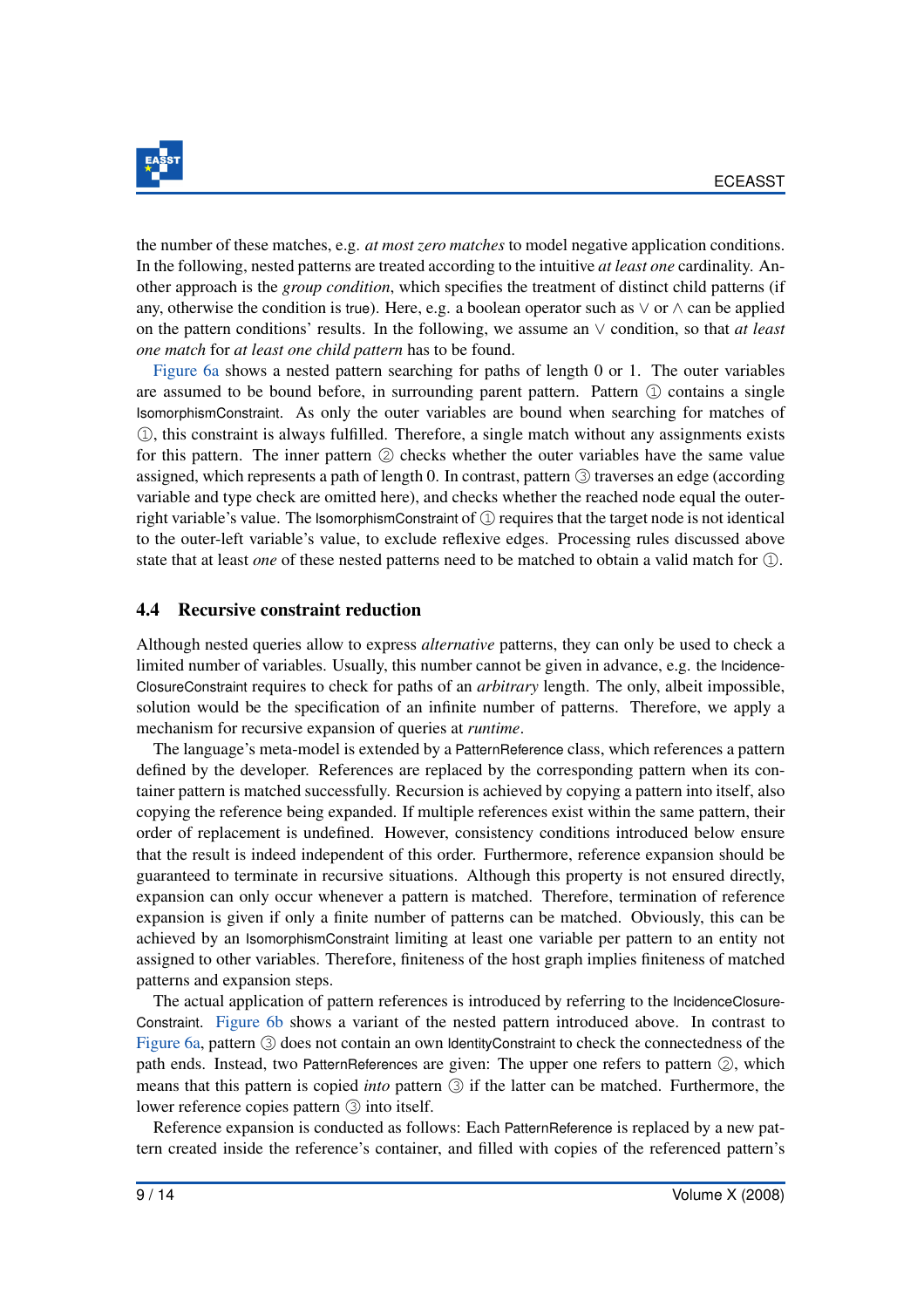the number of these matches, e.g. *at most zero matches* to model negative application conditions. In the following, nested patterns are treated according to the intuitive *at least one* cardinality. Another approach is the *group condition*, which specifies the treatment of distinct child patterns (if any, otherwise the condition is true). Here, e.g. a boolean operator such as $\vee$ or $\wedge$ can be applied on the pattern conditions' results. In the following, we assume an $\vee$ condition, so that *at least one match* for *at least one child pattern* has to be found.

Figure 6a shows a nested pattern searching for paths of length 0 or 1. The outer variables are assumed to be bound before, in surrounding parent pattern. Pattern ① contains a single IsomorphismConstraint. As only the outer variables are bound when searching for matches of ①, this constraint is always fulfilled. Therefore, a single match without any assignments exists for this pattern. The inner pattern ② checks whether the outer variables have the same value assigned, which represents a path of length 0. In contrast, pattern ③ traverses an edge (according variable and type check are omitted here), and checks whether the reached node equal the outer-right variable's value. The IsomorphismConstraint of ① requires that the target node is not identical to the outer-left variable's value, to exclude reflexive edges. Processing rules discussed above state that at least *one* of these nested patterns need to be matched to obtain a valid match for ①.

## 4.4 Recursive constraint reduction

Although nested queries allow to express *alternative* patterns, they can only be used to check a limited number of variables. Usually, this number cannot be given in advance, e.g. the IncidenceClosureConstraint requires to check for paths of an *arbitrary* length. The only, albeit impossible, solution would be the specification of an infinite number of patterns. Therefore, we apply a mechanism for recursive expansion of queries at *runtime*.

The language's meta-model is extended by a PatternReference class, which references a pattern defined by the developer. References are replaced by the corresponding pattern when its container pattern is matched successfully. Recursion is achieved by copying a pattern into itself, also copying the reference being expanded. If multiple references exist within the same pattern, their order of replacement is undefined. However, consistency conditions introduced below ensure that the result is indeed independent of this order. Furthermore, reference expansion should be guaranteed to terminate in recursive situations. Although this property is not ensured directly, expansion can only occur whenever a pattern is matched. Therefore, termination of reference expansion is given if only a finite number of patterns can be matched. Obviously, this can be achieved by an IsomorphismConstraint limiting at least one variable per pattern to an entity not assigned to other variables. Therefore, finiteness of the host graph implies finiteness of matched patterns and expansion steps.

The actual application of pattern references is introduced by referring to the IncidenceClosureConstraint. Figure 6b shows a variant of the nested pattern introduced above. In contrast to Figure 6a, pattern ③ does not contain an own IdentityConstraint to check the connectedness of the path ends. Instead, two PatternReferences are given: The upper one refers to pattern ②, which means that this pattern is copied *into* pattern ③ if the latter can be matched. Furthermore, the lower reference copies pattern ③ into itself.

Reference expansion is conducted as follows: Each PatternReference is replaced by a new pattern created inside the reference's container, and filled with copies of the referenced pattern's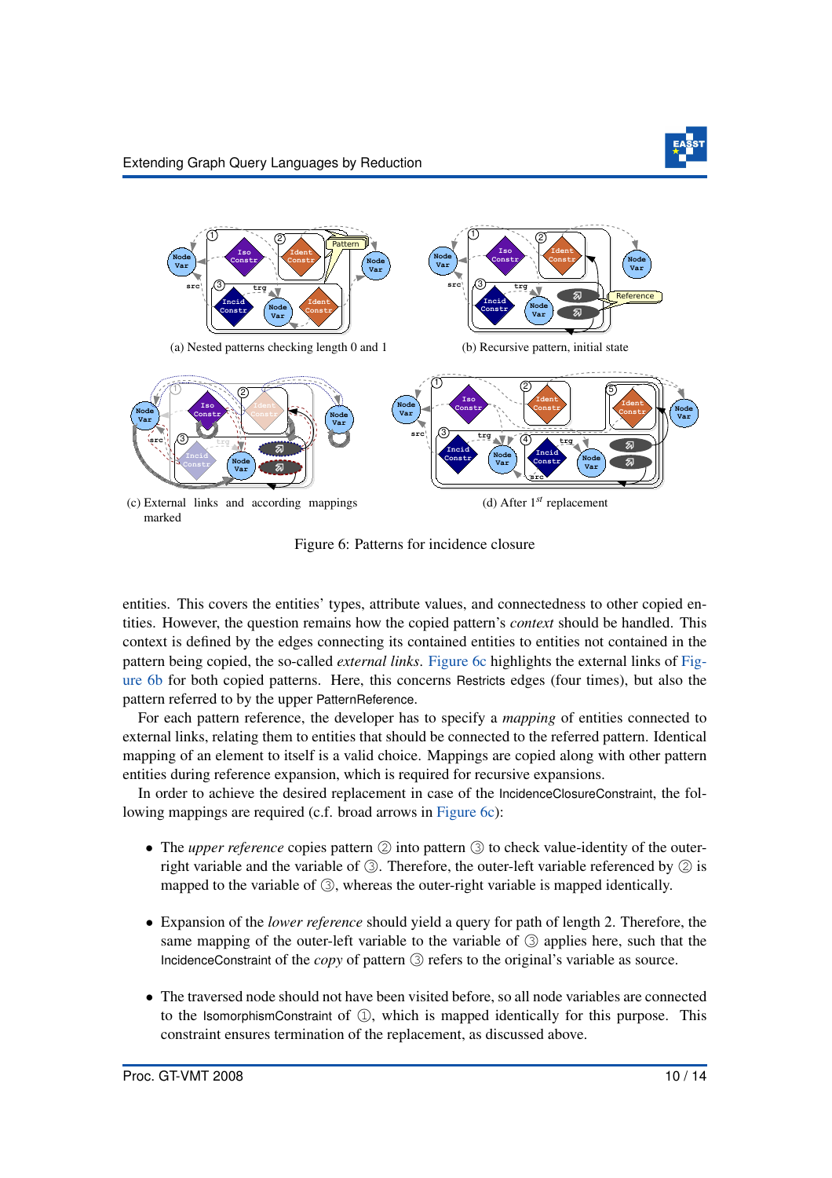(a) Nested patterns checking length 0 and 1

(b) Recursive pattern, initial state

(c) External links and according mappings marked

(d) After $1^{st}$ replacement

Figure 6: Patterns for incidence closure

entities. This covers the entities' types, attribute values, and connectedness to other copied entities. However, the question remains how the copied pattern's *context* should be handled. This context is defined by the edges connecting its contained entities to entities not contained in the pattern being copied, the so-called *external links*. Figure 6c highlights the external links of Figure 6b for both copied patterns. Here, this concerns Restricts edges (four times), but also the pattern referred to by the upper PatternReference.

For each pattern reference, the developer has to specify a *mapping* of entities connected to external links, relating them to entities that should be connected to the referred pattern. Identical mapping of an element to itself is a valid choice. Mappings are copied along with other pattern entities during reference expansion, which is required for recursive expansions.

In order to achieve the desired replacement in case of the IncidenceClosureConstraint, the following mappings are required (c.f. broad arrows in Figure 6c):

- The *upper reference* copies pattern ② into pattern ③ to check value-identity of the outer-right variable and the variable of ③. Therefore, the outer-left variable referenced by ② is mapped to the variable of ③, whereas the outer-right variable is mapped identically.
- Expansion of the *lower reference* should yield a query for path of length 2. Therefore, the same mapping of the outer-left variable to the variable of ③ applies here, such that the IncidenceConstraint of the *copy* of pattern ③ refers to the original's variable as source.
- The traversed node should not have been visited before, so all node variables are connected to the IsomorphismConstraint of ①, which is mapped identically for this purpose. This constraint ensures termination of the replacement, as discussed above.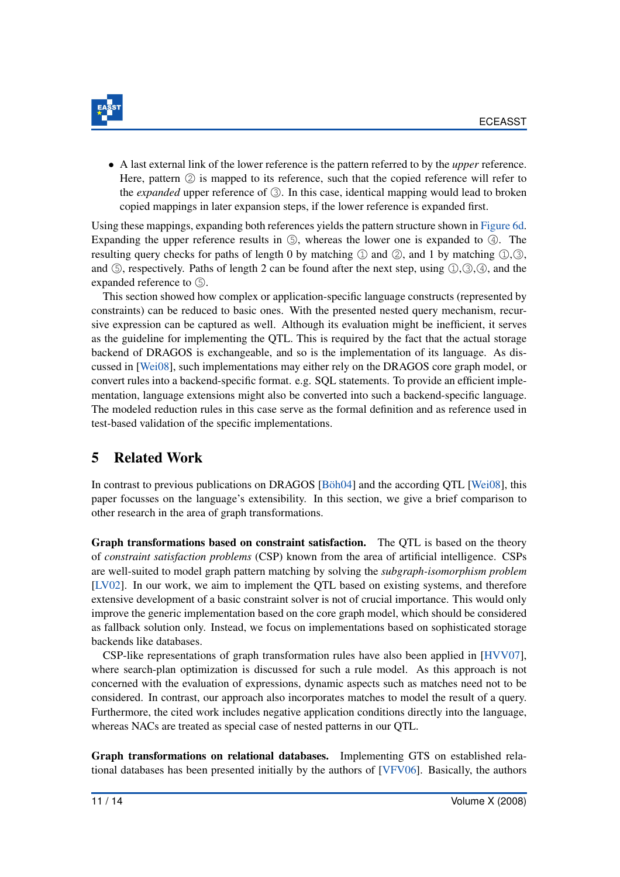- A last external link of the lower reference is the pattern referred to by the *upper* reference. Here, pattern ② is mapped to its reference, such that the copied reference will refer to the *expanded* upper reference of ③. In this case, identical mapping would lead to broken copied mappings in later expansion steps, if the lower reference is expanded first.

Using these mappings, expanding both references yields the pattern structure shown in Figure 6d. Expanding the upper reference results in ⑤, whereas the lower one is expanded to ④. The resulting query checks for paths of length 0 by matching ① and ②, and 1 by matching ①,③, and ⑤, respectively. Paths of length 2 can be found after the next step, using ①,③,④, and the expanded reference to ⑤.

This section showed how complex or application-specific language constructs (represented by constraints) can be reduced to basic ones. With the presented nested query mechanism, recursive expression can be captured as well. Although its evaluation might be inefficient, it serves as the guideline for implementing the QTL. This is required by the fact that the actual storage backend of DRAGOS is exchangeable, and so is the implementation of its language. As discussed in [Wei08], such implementations may either rely on the DRAGOS core graph model, or convert rules into a backend-specific format. e.g. SQL statements. To provide an efficient implementation, language extensions might also be converted into such a backend-specific language. The modeled reduction rules in this case serve as the formal definition and as reference used in test-based validation of the specific implementations.

## 5 Related Work

In contrast to previous publications on DRAGOS [Böh04] and the according QTL [Wei08], this paper focusses on the language's extensibility. In this section, we give a brief comparison to other research in the area of graph transformations.

**Graph transformations based on constraint satisfaction.** The QTL is based on the theory of *constraint satisfaction problems* (CSP) known from the area of artificial intelligence. CSPs are well-suited to model graph pattern matching by solving the *subgraph-isomorphism problem* [LV02]. In our work, we aim to implement the QTL based on existing systems, and therefore extensive development of a basic constraint solver is not of crucial importance. This would only improve the generic implementation based on the core graph model, which should be considered as fallback solution only. Instead, we focus on implementations based on sophisticated storage backends like databases.

CSP-like representations of graph transformation rules have also been applied in [HVV07], where search-plan optimization is discussed for such a rule model. As this approach is not concerned with the evaluation of expressions, dynamic aspects such as matches need not to be considered. In contrast, our approach also incorporates matches to model the result of a query. Furthermore, the cited work includes negative application conditions directly into the language, whereas NACs are treated as special case of nested patterns in our QTL.

**Graph transformations on relational databases.** Implementing GTS on established relational databases has been presented initially by the authors of [VFV06]. Basically, the authors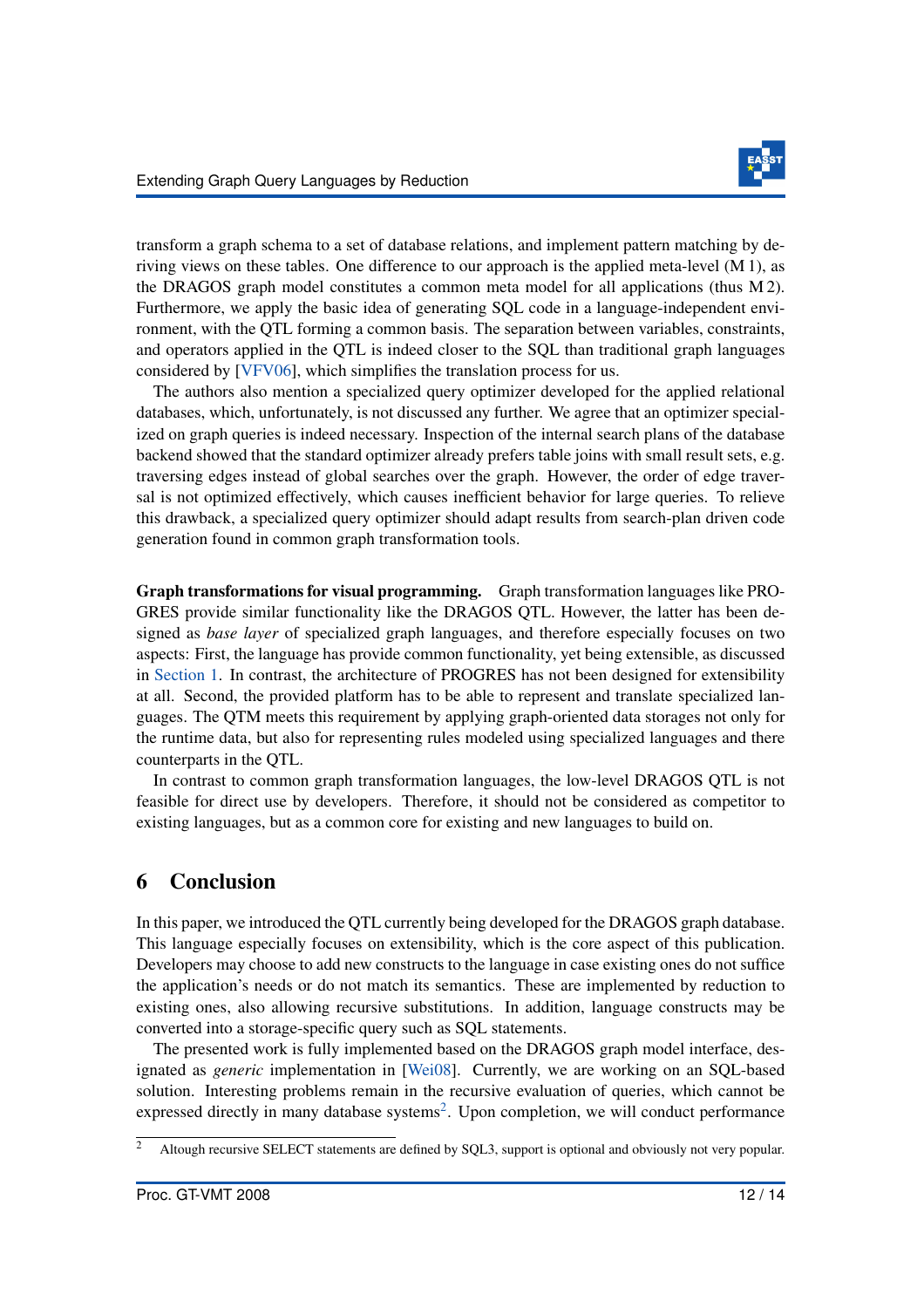transform a graph schema to a set of database relations, and implement pattern matching by deriving views on these tables. One difference to our approach is the applied meta-level (M 1), as the DRAGOS graph model constitutes a common meta model for all applications (thus M 2). Furthermore, we apply the basic idea of generating SQL code in a language-independent environment, with the QTL forming a common basis. The separation between variables, constraints, and operators applied in the QTL is indeed closer to the SQL than traditional graph languages considered by [VFV06], which simplifies the translation process for us.

The authors also mention a specialized query optimizer developed for the applied relational databases, which, unfortunately, is not discussed any further. We agree that an optimizer specialized on graph queries is indeed necessary. Inspection of the internal search plans of the database backend showed that the standard optimizer already prefers table joins with small result sets, e.g. traversing edges instead of global searches over the graph. However, the order of edge traversal is not optimized effectively, which causes inefficient behavior for large queries. To relieve this drawback, a specialized query optimizer should adapt results from search-plan driven code generation found in common graph transformation tools.

**Graph transformations for visual programming.** Graph transformation languages like PROGRES provide similar functionality like the DRAGOS QTL. However, the latter has been designed as *base layer* of specialized graph languages, and therefore especially focuses on two aspects: First, the language has provide common functionality, yet being extensible, as discussed in Section 1. In contrast, the architecture of PROGRES has not been designed for extensibility at all. Second, the provided platform has to be able to represent and translate specialized languages. The QTM meets this requirement by applying graph-oriented data storages not only for the runtime data, but also for representing rules modeled using specialized languages and there counterparts in the QTL.

In contrast to common graph transformation languages, the low-level DRAGOS QTL is not feasible for direct use by developers. Therefore, it should not be considered as competitor to existing languages, but as a common core for existing and new languages to build on.

## 6 Conclusion

In this paper, we introduced the QTL currently being developed for the DRAGOS graph database. This language especially focuses on extensibility, which is the core aspect of this publication. Developers may choose to add new constructs to the language in case existing ones do not suffice the application's needs or do not match its semantics. These are implemented by reduction to existing ones, also allowing recursive substitutions. In addition, language constructs may be converted into a storage-specific query such as SQL statements.

The presented work is fully implemented based on the DRAGOS graph model interface, designated as *generic* implementation in [Wei08]. Currently, we are working on an SQL-based solution. Interesting problems remain in the recursive evaluation of queries, which cannot be expressed directly in many database systems[2]. Upon completion, we will conduct performance

[2] Altough recursive SELECT statements are defined by SQL3, support is optional and obviously not very popular.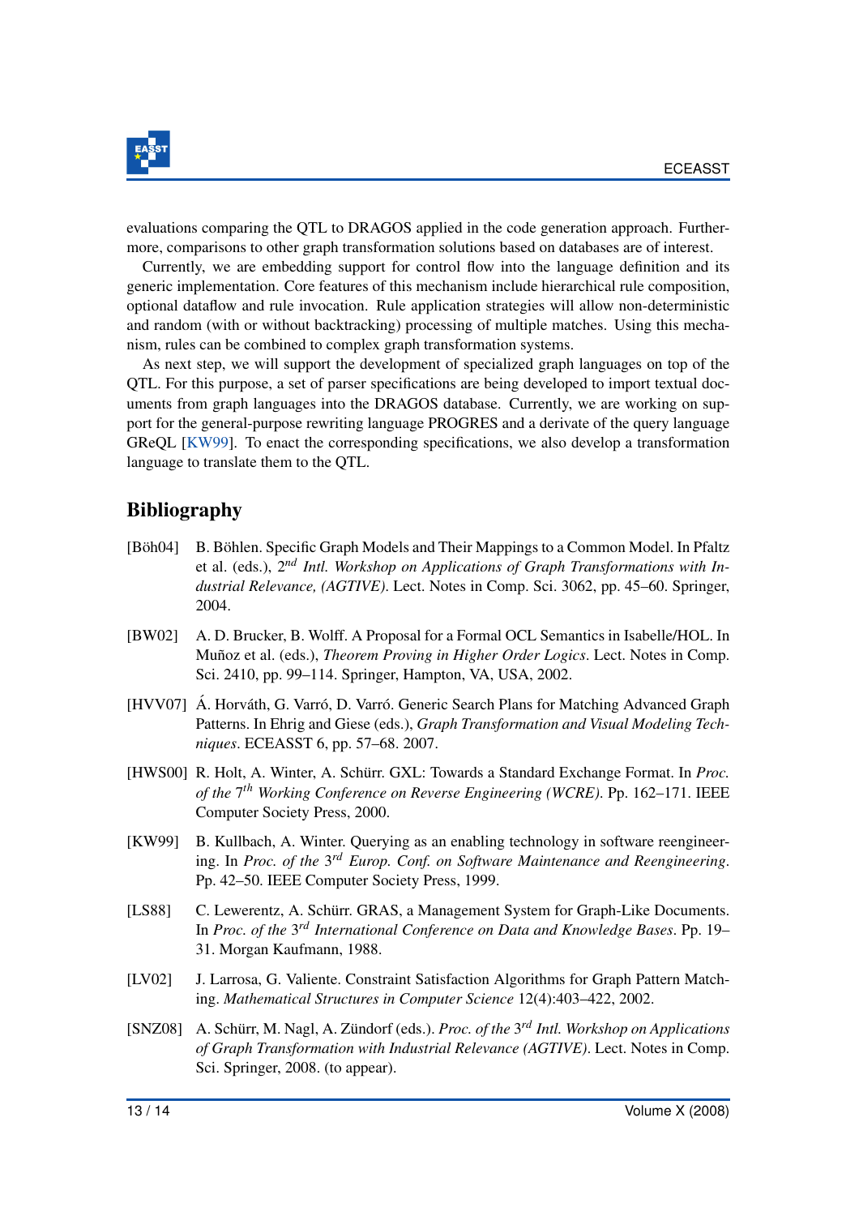evaluations comparing the QTL to DRAGOS applied in the code generation approach. Furthermore, comparisons to other graph transformation solutions based on databases are of interest.

Currently, we are embedding support for control flow into the language definition and its generic implementation. Core features of this mechanism include hierarchical rule composition, optional dataflow and rule invocation. Rule application strategies will allow non-deterministic and random (with or without backtracking) processing of multiple matches. Using this mechanism, rules can be combined to complex graph transformation systems.

As next step, we will support the development of specialized graph languages on top of the QTL. For this purpose, a set of parser specifications are being developed to import textual documents from graph languages into the DRAGOS database. Currently, we are working on support for the general-purpose rewriting language PROGRES and a derivate of the query language GReQL [KW99]. To enact the corresponding specifications, we also develop a transformation language to translate them to the QTL.

## Bibliography

[Böh04] B. Böhlen. Specific Graph Models and Their Mappings to a Common Model. In Pfaltz et al. (eds.), 2$^{nd}$ *Intl. Workshop on Applications of Graph Transformations with Industrial Relevance, (AGTIVE)*. Lect. Notes in Comp. Sci. 3062, pp. 45–60. Springer, 2004.

[BW02] A. D. Brucker, B. Wolff. A Proposal for a Formal OCL Semantics in Isabelle/HOL. In Muñoz et al. (eds.), *Theorem Proving in Higher Order Logics*. Lect. Notes in Comp. Sci. 2410, pp. 99–114. Springer, Hampton, VA, USA, 2002.

[HVV07] Á. Horváth, G. Varró, D. Varró. Generic Search Plans for Matching Advanced Graph Patterns. In Ehrig and Giese (eds.), *Graph Transformation and Visual Modeling Techniques*. ECEASST 6, pp. 57–68. 2007.

[HWS00] R. Holt, A. Winter, A. Schürr. GXL: Towards a Standard Exchange Format. In *Proc. of the* 7$^{th}$ *Working Conference on Reverse Engineering (WCRE)*. Pp. 162–171. IEEE Computer Society Press, 2000.

[KW99] B. Kullbach, A. Winter. Querying as an enabling technology in software reengineering. In *Proc. of the* 3$^{rd}$ *Europ. Conf. on Software Maintenance and Reengineering*. Pp. 42–50. IEEE Computer Society Press, 1999.

[LS88] C. Lewerentz, A. Schürr. GRAS, a Management System for Graph-Like Documents. In *Proc. of the* 3$^{rd}$ *International Conference on Data and Knowledge Bases*. Pp. 19–31. Morgan Kaufmann, 1988.

[LV02] J. Larrosa, G. Valiente. Constraint Satisfaction Algorithms for Graph Pattern Matching. *Mathematical Structures in Computer Science* 12(4):403–422, 2002.

[SNZ08] A. Schürr, M. Nagl, A. Zündorf (eds.). *Proc. of the* 3$^{rd}$ *Intl. Workshop on Applications of Graph Transformation with Industrial Relevance (AGTIVE)*. Lect. Notes in Comp. Sci. Springer, 2008. (to appear).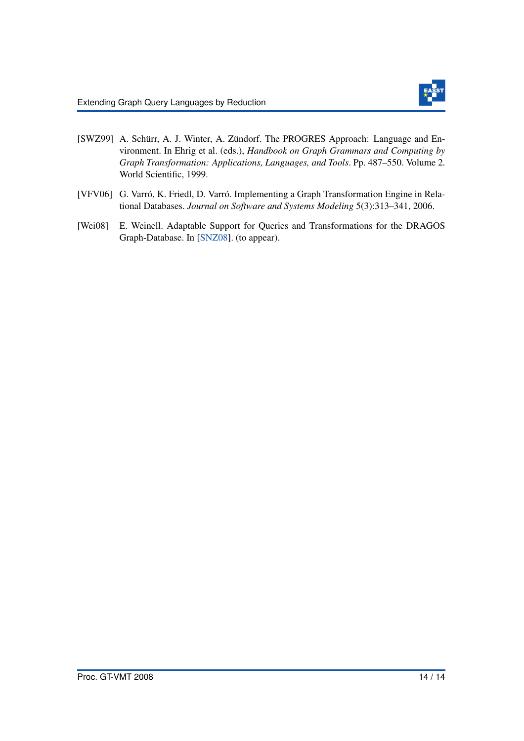[SWZ99] A. Schürr, A. J. Winter, A. Zündorf. The PROGRES Approach: Language and Environment. In Ehrig et al. (eds.), *Handbook on Graph Grammars and Computing by Graph Transformation: Applications, Languages, and Tools*. Pp. 487–550. Volume 2. World Scientific, 1999.

[VFV06] G. Varró, K. Friedl, D. Varró. Implementing a Graph Transformation Engine in Relational Databases. *Journal on Software and Systems Modeling* 5(3):313–341, 2006.

[Wei08] E. Weinell. Adaptable Support for Queries and Transformations for the DRAGOS Graph-Database. In [SNZ08]. (to appear).